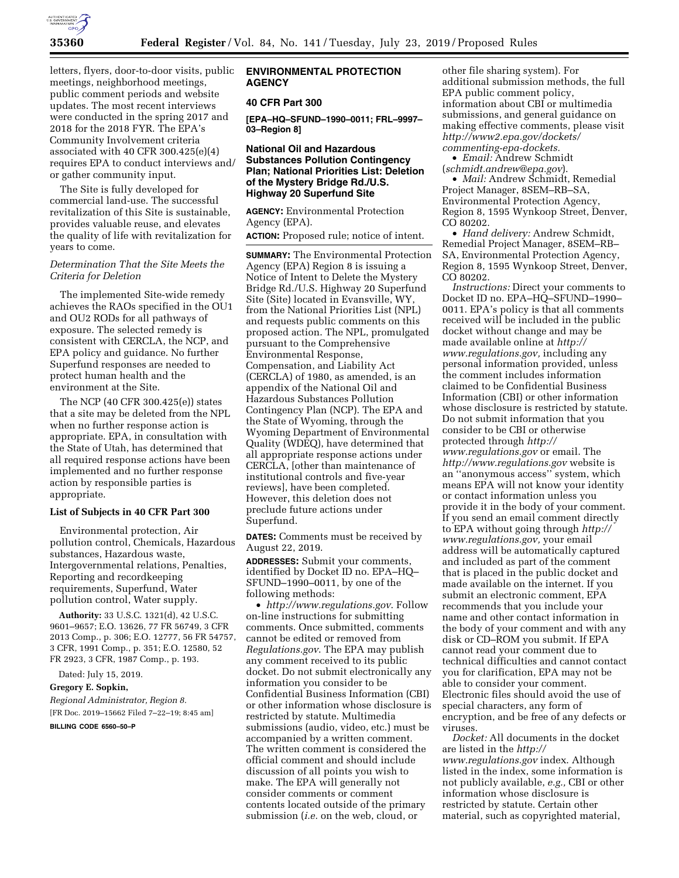letters, flyers, door-to-door visits, public meetings, neighborhood meetings, public comment periods and website updates. The most recent interviews were conducted in the spring 2017 and 2018 for the 2018 FYR. The EPA's Community Involvement criteria associated with 40 CFR 300.425(e)(4) requires EPA to conduct interviews and/or gather community input.

The Site is fully developed for commercial land-use. The successful revitalization of this Site is sustainable, provides valuable reuse, and elevates the quality of life with revitalization for years to come.

*Determination That the Site Meets the Criteria for Deletion*

The implemented Site-wide remedy achieves the RAOs specified in the OU1 and OU2 RODs for all pathways of exposure. The selected remedy is consistent with CERCLA, the NCP, and EPA policy and guidance. No further Superfund responses are needed to protect human health and the environment at the Site.

The NCP (40 CFR 300.425(e)) states that a site may be deleted from the NPL when no further response action is appropriate. EPA, in consultation with the State of Utah, has determined that all required response actions have been implemented and no further response action by responsible parties is appropriate.

**List of Subjects in 40 CFR Part 300**

Environmental protection, Air pollution control, Chemicals, Hazardous substances, Hazardous waste, Intergovernmental relations, Penalties, Reporting and recordkeeping requirements, Superfund, Water pollution control, Water supply.

**Authority:** 33 U.S.C. 1321(d), 42 U.S.C. 9601–9657; E.O. 13626, 77 FR 56749, 3 CFR 2013 Comp., p. 306; E.O. 12777, 56 FR 54757, 3 CFR, 1991 Comp., p. 351; E.O. 12580, 52 FR 2923, 3 CFR, 1987 Comp., p. 193.

Dated: July 15, 2019.

**Gregory E. Sopkin,**

*Regional Administrator, Region 8.*

[FR Doc. 2019–15662 Filed 7–22–19; 8:45 am]

**BILLING CODE 6560–50–P**

## ENVIRONMENTAL PROTECTION AGENCY

### 40 CFR Part 300

**[EPA–HQ–SFUND–1990–0011; FRL–9997–03–Region 8]**

### National Oil and Hazardous Substances Pollution Contingency Plan; National Priorities List: Deletion of the Mystery Bridge Rd./U.S. Highway 20 Superfund Site

**AGENCY:** Environmental Protection Agency (EPA).

**ACTION:** Proposed rule; notice of intent.

**SUMMARY:** The Environmental Protection Agency (EPA) Region 8 is issuing a Notice of Intent to Delete the Mystery Bridge Rd./U.S. Highway 20 Superfund Site (Site) located in Evansville, WY, from the National Priorities List (NPL) and requests public comments on this proposed action. The NPL, promulgated pursuant to the Comprehensive Environmental Response, Compensation, and Liability Act (CERCLA) of 1980, as amended, is an appendix of the National Oil and Hazardous Substances Pollution Contingency Plan (NCP). The EPA and the State of Wyoming, through the Wyoming Department of Environmental Quality (WDEQ), have determined that all appropriate response actions under CERCLA, [other than maintenance of institutional controls and five-year reviews], have been completed. However, this deletion does not preclude future actions under Superfund.

**DATES:** Comments must be received by August 22, 2019.

**ADDRESSES:** Submit your comments, identified by Docket ID no. EPA–HQ–SFUND–1990–0011, by one of the following methods:

- *http://www.regulations.gov*. Follow on-line instructions for submitting comments. Once submitted, comments cannot be edited or removed from *Regulations.gov*. The EPA may publish any comment received to its public docket. Do not submit electronically any information you consider to be Confidential Business Information (CBI) or other information whose disclosure is restricted by statute. Multimedia submissions (audio, video, etc.) must be accompanied by a written comment. The written comment is considered the official comment and should include discussion of all points you wish to make. The EPA will generally not consider comments or comment contents located outside of the primary submission (*i.e.* on the web, cloud, or other file sharing system). For additional submission methods, the full EPA public comment policy, information about CBI or multimedia submissions, and general guidance on making effective comments, please visit *http://www2.epa.gov/dockets/commenting-epa-dockets.*
- *Email:* Andrew Schmidt (*schmidt.andrew@epa.gov*).
- *Mail:* Andrew Schmidt, Remedial Project Manager, 8SEM–RB–SA, Environmental Protection Agency, Region 8, 1595 Wynkoop Street, Denver, CO 80202.
- *Hand delivery:* Andrew Schmidt, Remedial Project Manager, 8SEM–RB–SA, Environmental Protection Agency, Region 8, 1595 Wynkoop Street, Denver, CO 80202.

*Instructions:* Direct your comments to Docket ID no. EPA–HQ–SFUND–1990–0011. EPA's policy is that all comments received will be included in the public docket without change and may be made available online at *http://www.regulations.gov,* including any personal information provided, unless the comment includes information claimed to be Confidential Business Information (CBI) or other information whose disclosure is restricted by statute. Do not submit information that you consider to be CBI or otherwise protected through *http://www.regulations.gov* or email. The *http://www.regulations.gov* website is an ''anonymous access'' system, which means EPA will not know your identity or contact information unless you provide it in the body of your comment. If you send an email comment directly to EPA without going through *http://www.regulations.gov,* your email address will be automatically captured and included as part of the comment that is placed in the public docket and made available on the internet. If you submit an electronic comment, EPA recommends that you include your name and other contact information in the body of your comment and with any disk or CD–ROM you submit. If EPA cannot read your comment due to technical difficulties and cannot contact you for clarification, EPA may not be able to consider your comment. Electronic files should avoid the use of special characters, any form of encryption, and be free of any defects or viruses.

*Docket:* All documents in the docket are listed in the *http://www.regulations.gov* index. Although listed in the index, some information is not publicly available, *e.g.,* CBI or other information whose disclosure is restricted by statute. Certain other material, such as copyrighted material,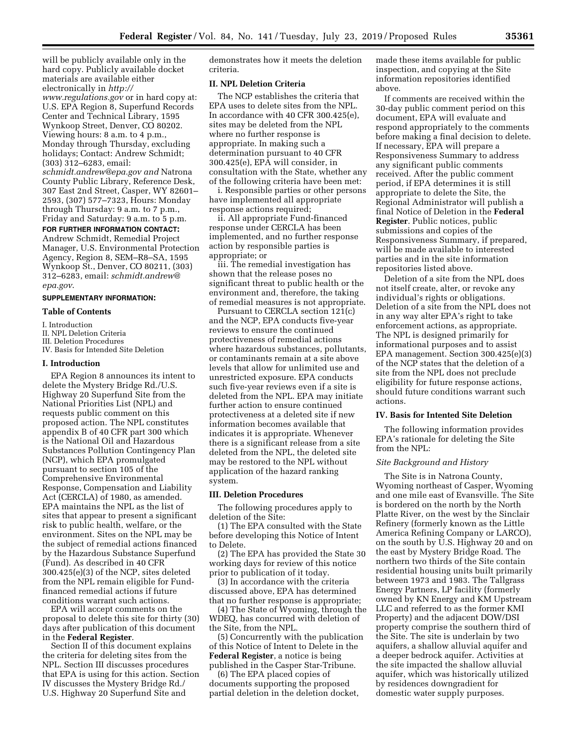will be publicly available only in the hard copy. Publicly available docket materials are available either electronically in *http://www.regulations.gov* or in hard copy at: U.S. EPA Region 8, Superfund Records Center and Technical Library, 1595 Wynkoop Street, Denver, CO 80202. Viewing hours: 8 a.m. to 4 p.m., Monday through Thursday, excluding holidays; Contact: Andrew Schmidt; (303) 312–6283, email: *schmidt.andrew@epa.gov and* Natrona County Public Library, Reference Desk, 307 East 2nd Street, Casper, WY 82601–2593, (307) 577–7323, Hours: Monday through Thursday: 9 a.m. to 7 p.m., Friday and Saturday: 9 a.m. to 5 p.m.

**FOR FURTHER INFORMATION CONTACT:** Andrew Schmidt, Remedial Project Manager, U.S. Environmental Protection Agency, Region 8, SEM–R8–SA, 1595 Wynkoop St., Denver, CO 80211, (303) 312–6283, email: *schmidt.andrew@epa.gov*.

**SUPPLEMENTARY INFORMATION:**

## Table of Contents

I. Introduction
II. NPL Deletion Criteria
III. Deletion Procedures
IV. Basis for Intended Site Deletion

## I. Introduction

EPA Region 8 announces its intent to delete the Mystery Bridge Rd./U.S. Highway 20 Superfund Site from the National Priorities List (NPL) and requests public comment on this proposed action. The NPL constitutes appendix B of 40 CFR part 300 which is the National Oil and Hazardous Substances Pollution Contingency Plan (NCP), which EPA promulgated pursuant to section 105 of the Comprehensive Environmental Response, Compensation and Liability Act (CERCLA) of 1980, as amended. EPA maintains the NPL as the list of sites that appear to present a significant risk to public health, welfare, or the environment. Sites on the NPL may be the subject of remedial actions financed by the Hazardous Substance Superfund (Fund). As described in 40 CFR 300.425(e)(3) of the NCP, sites deleted from the NPL remain eligible for Fund-financed remedial actions if future conditions warrant such actions.

EPA will accept comments on the proposal to delete this site for thirty (30) days after publication of this document in the **Federal Register**.

Section II of this document explains the criteria for deleting sites from the NPL. Section III discusses procedures that EPA is using for this action. Section IV discusses the Mystery Bridge Rd./U.S. Highway 20 Superfund Site and demonstrates how it meets the deletion criteria.

## II. NPL Deletion Criteria

The NCP establishes the criteria that EPA uses to delete sites from the NPL. In accordance with 40 CFR 300.425(e), sites may be deleted from the NPL where no further response is appropriate. In making such a determination pursuant to 40 CFR 300.425(e), EPA will consider, in consultation with the State, whether any of the following criteria have been met:

i. Responsible parties or other persons have implemented all appropriate response actions required;

ii. All appropriate Fund-financed response under CERCLA has been implemented, and no further response action by responsible parties is appropriate; or

iii. The remedial investigation has shown that the release poses no significant threat to public health or the environment and, therefore, the taking of remedial measures is not appropriate.

Pursuant to CERCLA section 121(c) and the NCP, EPA conducts five-year reviews to ensure the continued protectiveness of remedial actions where hazardous substances, pollutants, or contaminants remain at a site above levels that allow for unlimited use and unrestricted exposure. EPA conducts such five-year reviews even if a site is deleted from the NPL. EPA may initiate further action to ensure continued protectiveness at a deleted site if new information becomes available that indicates it is appropriate. Whenever there is a significant release from a site deleted from the NPL, the deleted site may be restored to the NPL without application of the hazard ranking system.

## III. Deletion Procedures

The following procedures apply to deletion of the Site:

(1) The EPA consulted with the State before developing this Notice of Intent to Delete.

(2) The EPA has provided the State 30 working days for review of this notice prior to publication of it today.

(3) In accordance with the criteria discussed above, EPA has determined that no further response is appropriate;

(4) The State of Wyoming, through the WDEQ, has concurred with deletion of the Site, from the NPL.

(5) Concurrently with the publication of this Notice of Intent to Delete in the **Federal Register**, a notice is being published in the Casper Star-Tribune.

(6) The EPA placed copies of documents supporting the proposed partial deletion in the deletion docket, made these items available for public inspection, and copying at the Site information repositories identified above.

If comments are received within the 30-day public comment period on this document, EPA will evaluate and respond appropriately to the comments before making a final decision to delete. If necessary, EPA will prepare a Responsiveness Summary to address any significant public comments received. After the public comment period, if EPA determines it is still appropriate to delete the Site, the Regional Administrator will publish a final Notice of Deletion in the **Federal Register**. Public notices, public submissions and copies of the Responsiveness Summary, if prepared, will be made available to interested parties and in the site information repositories listed above.

Deletion of a site from the NPL does not itself create, alter, or revoke any individual's rights or obligations. Deletion of a site from the NPL does not in any way alter EPA's right to take enforcement actions, as appropriate. The NPL is designed primarily for informational purposes and to assist EPA management. Section 300.425(e)(3) of the NCP states that the deletion of a site from the NPL does not preclude eligibility for future response actions, should future conditions warrant such actions.

## IV. Basis for Intented Site Deletion

The following information provides EPA's rationale for deleting the Site from the NPL:

### *Site Background and History*

The Site is in Natrona County, Wyoming northeast of Casper, Wyoming and one mile east of Evansville. The Site is bordered on the north by the North Platte River, on the west by the Sinclair Refinery (formerly known as the Little America Refining Company or LARCO), on the south by U.S. Highway 20 and on the east by Mystery Bridge Road. The northern two thirds of the Site contain residential housing units built primarily between 1973 and 1983. The Tallgrass Energy Partners, LP facility (formerly owned by KN Energy and KM Upstream LLC and referred to as the former KMI Property) and the adjacent DOW/DSI property comprise the southern third of the Site. The site is underlain by two aquifers, a shallow alluvial aquifer and a deeper bedrock aquifer. Activities at the site impacted the shallow alluvial aquifer, which was historically utilized by residences downgradient for domestic water supply purposes.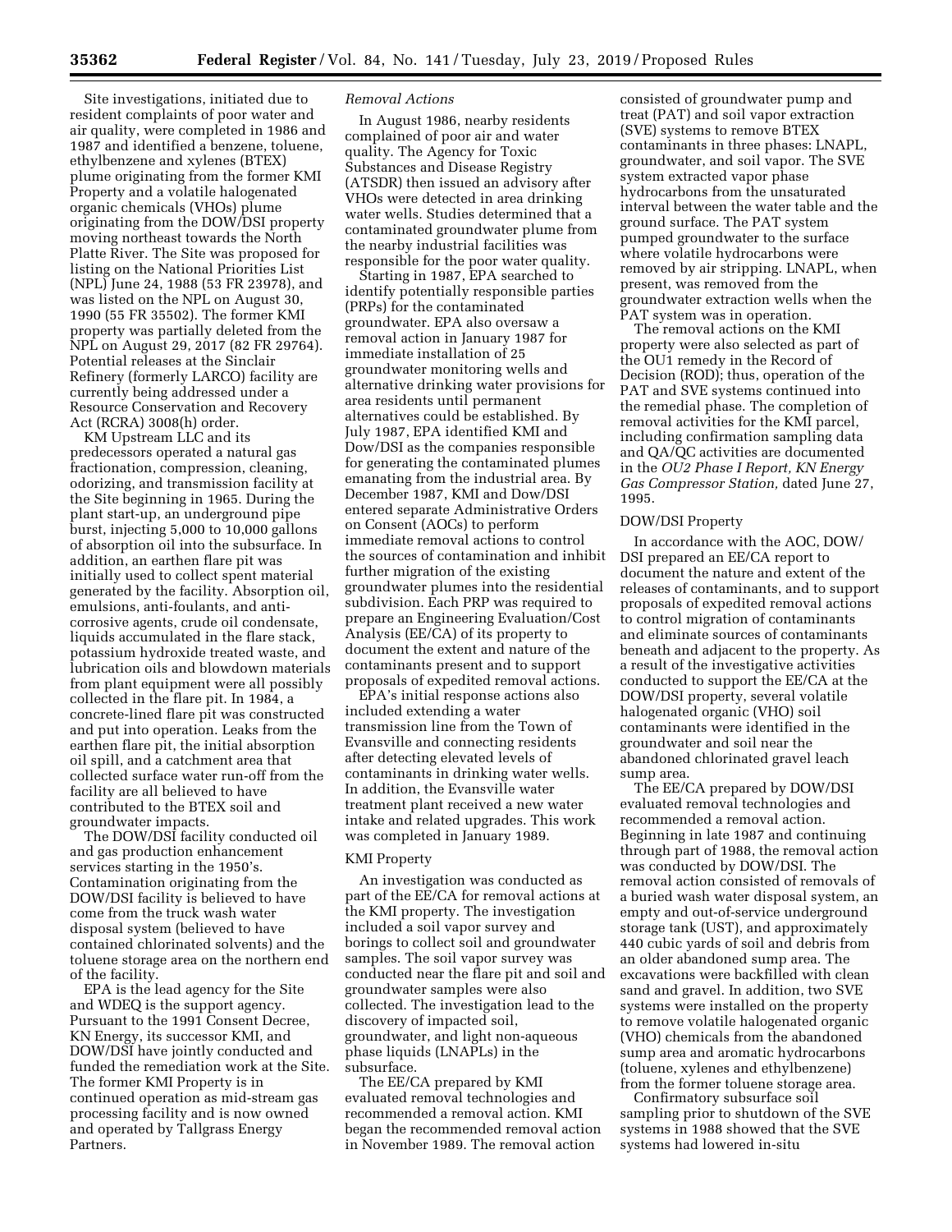Site investigations, initiated due to resident complaints of poor water and air quality, were completed in 1986 and 1987 and identified a benzene, toluene, ethylbenzene and xylenes (BTEX) plume originating from the former KMI Property and a volatile halogenated organic chemicals (VHOs) plume originating from the DOW/DSI property moving northeast towards the North Platte River. The Site was proposed for listing on the National Priorities List (NPL) June 24, 1988 (53 FR 23978), and was listed on the NPL on August 30, 1990 (55 FR 35502). The former KMI property was partially deleted from the NPL on August 29, 2017 (82 FR 29764). Potential releases at the Sinclair Refinery (formerly LARCO) facility are currently being addressed under a Resource Conservation and Recovery Act (RCRA) 3008(h) order.

KM Upstream LLC and its predecessors operated a natural gas fractionation, compression, cleaning, odorizing, and transmission facility at the Site beginning in 1965. During the plant start-up, an underground pipe burst, injecting 5,000 to 10,000 gallons of absorption oil into the subsurface. In addition, an earthen flare pit was initially used to collect spent material generated by the facility. Absorption oil, emulsions, anti-foulants, and anti-corrosive agents, crude oil condensate, liquids accumulated in the flare stack, potassium hydroxide treated waste, and lubrication oils and blowdown materials from plant equipment were all possibly collected in the flare pit. In 1984, a concrete-lined flare pit was constructed and put into operation. Leaks from the earthen flare pit, the initial absorption oil spill, and a catchment area that collected surface water run-off from the facility are all believed to have contributed to the BTEX soil and groundwater impacts.

The DOW/DSI facility conducted oil and gas production enhancement services starting in the 1950's. Contamination originating from the DOW/DSI facility is believed to have come from the truck wash water disposal system (believed to have contained chlorinated solvents) and the toluene storage area on the northern end of the facility.

EPA is the lead agency for the Site and WDEQ is the support agency. Pursuant to the 1991 Consent Decree, KN Energy, its successor KMI, and DOW/DSI have jointly conducted and funded the remediation work at the Site. The former KMI Property is in continued operation as mid-stream gas processing facility and is now owned and operated by Tallgrass Energy Partners.

*Removal Actions*

In August 1986, nearby residents complained of poor air and water quality. The Agency for Toxic Substances and Disease Registry (ATSDR) then issued an advisory after VHOs were detected in area drinking water wells. Studies determined that a contaminated groundwater plume from the nearby industrial facilities was responsible for the poor water quality.

Starting in 1987, EPA searched to identify potentially responsible parties (PRPs) for the contaminated groundwater. EPA also oversaw a removal action in January 1987 for immediate installation of 25 groundwater monitoring wells and alternative drinking water provisions for area residents until permanent alternatives could be established. By July 1987, EPA identified KMI and Dow/DSI as the companies responsible for generating the contaminated plumes emanating from the industrial area. By December 1987, KMI and Dow/DSI entered separate Administrative Orders on Consent (AOCs) to perform immediate removal actions to control the sources of contamination and inhibit further migration of the existing groundwater plumes into the residential subdivision. Each PRP was required to prepare an Engineering Evaluation/Cost Analysis (EE/CA) of its property to document the extent and nature of the contaminants present and to support proposals of expedited removal actions.

EPA's initial response actions also included extending a water transmission line from the Town of Evansville and connecting residents after detecting elevated levels of contaminants in drinking water wells. In addition, the Evansville water treatment plant received a new water intake and related upgrades. This work was completed in January 1989.

KMI Property

An investigation was conducted as part of the EE/CA for removal actions at the KMI property. The investigation included a soil vapor survey and borings to collect soil and groundwater samples. The soil vapor survey was conducted near the flare pit and soil and groundwater samples were also collected. The investigation lead to the discovery of impacted soil, groundwater, and light non-aqueous phase liquids (LNAPLs) in the subsurface.

The EE/CA prepared by KMI evaluated removal technologies and recommended a removal action. KMI began the recommended removal action in November 1989. The removal action consisted of groundwater pump and treat (PAT) and soil vapor extraction (SVE) systems to remove BTEX contaminants in three phases: LNAPL, groundwater, and soil vapor. The SVE system extracted vapor phase hydrocarbons from the unsaturated interval between the water table and the ground surface. The PAT system pumped groundwater to the surface where volatile hydrocarbons were removed by air stripping. LNAPL, when present, was removed from the groundwater extraction wells when the PAT system was in operation.

The removal actions on the KMI property were also selected as part of the OU1 remedy in the Record of Decision (ROD); thus, operation of the PAT and SVE systems continued into the remedial phase. The completion of removal activities for the KMI parcel, including confirmation sampling data and QA/QC activities are documented in the *OU2 Phase I Report, KN Energy Gas Compressor Station,* dated June 27, 1995.

DOW/DSI Property

In accordance with the AOC, DOW/DSI prepared an EE/CA report to document the nature and extent of the releases of contaminants, and to support proposals of expedited removal actions to control migration of contaminants and eliminate sources of contaminants beneath and adjacent to the property. As a result of the investigative activities conducted to support the EE/CA at the DOW/DSI property, several volatile halogenated organic (VHO) soil contaminants were identified in the groundwater and soil near the abandoned chlorinated gravel leach sump area.

The EE/CA prepared by DOW/DSI evaluated removal technologies and recommended a removal action. Beginning in late 1987 and continuing through part of 1988, the removal action was conducted by DOW/DSI. The removal action consisted of removals of a buried wash water disposal system, an empty and out-of-service underground storage tank (UST), and approximately 440 cubic yards of soil and debris from an older abandoned sump area. The excavations were backfilled with clean sand and gravel. In addition, two SVE systems were installed on the property to remove volatile halogenated organic (VHO) chemicals from the abandoned sump area and aromatic hydrocarbons (toluene, xylenes and ethylbenzene) from the former toluene storage area.

Confirmatory subsurface soil sampling prior to shutdown of the SVE systems in 1988 showed that the SVE systems had lowered in-situ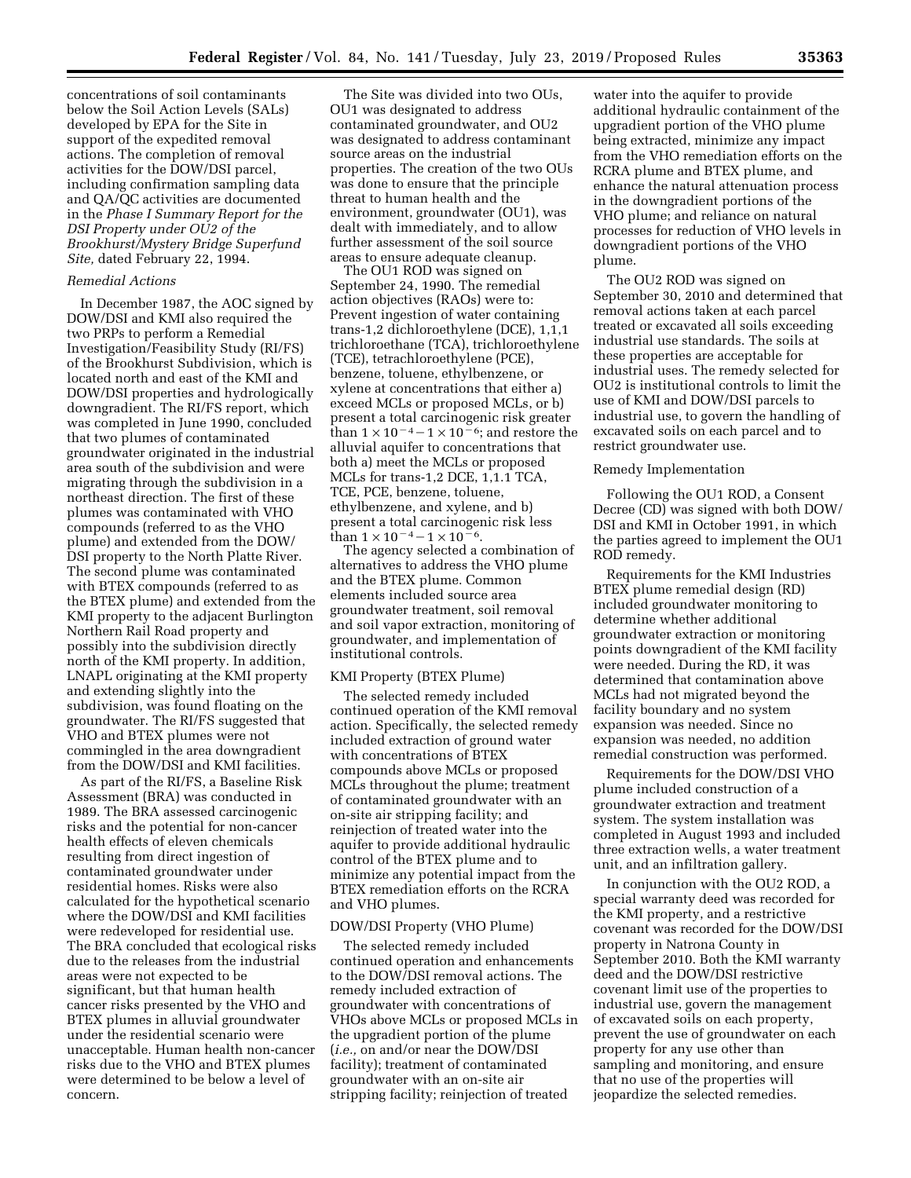concentrations of soil contaminants below the Soil Action Levels (SALs) developed by EPA for the Site in support of the expedited removal actions. The completion of removal activities for the DOW/DSI parcel, including confirmation sampling data and QA/QC activities are documented in the *Phase I Summary Report for the DSI Property under OU2 of the Brookhurst/Mystery Bridge Superfund Site,* dated February 22, 1994.

*Remedial Actions*

In December 1987, the AOC signed by DOW/DSI and KMI also required the two PRPs to perform a Remedial Investigation/Feasibility Study (RI/FS) of the Brookhurst Subdivision, which is located north and east of the KMI and DOW/DSI properties and hydrologically downgradient. The RI/FS report, which was completed in June 1990, concluded that two plumes of contaminated groundwater originated in the industrial area south of the subdivision and were migrating through the subdivision in a northeast direction. The first of these plumes was contaminated with VHO compounds (referred to as the VHO plume) and extended from the DOW/DSI property to the North Platte River. The second plume was contaminated with BTEX compounds (referred to as the BTEX plume) and extended from the KMI property to the adjacent Burlington Northern Rail Road property and possibly into the subdivision directly north of the KMI property. In addition, LNAPL originating at the KMI property and extending slightly into the subdivision, was found floating on the groundwater. The RI/FS suggested that VHO and BTEX plumes were not commingled in the area downgradient from the DOW/DSI and KMI facilities.

As part of the RI/FS, a Baseline Risk Assessment (BRA) was conducted in 1989. The BRA assessed carcinogenic risks and the potential for non-cancer health effects of eleven chemicals resulting from direct ingestion of contaminated groundwater under residential homes. Risks were also calculated for the hypothetical scenario where the DOW/DSI and KMI facilities were redeveloped for residential use. The BRA concluded that ecological risks due to the releases from the industrial areas were not expected to be significant, but that human health cancer risks presented by the VHO and BTEX plumes in alluvial groundwater under the residential scenario were unacceptable. Human health non-cancer risks due to the VHO and BTEX plumes were determined to be below a level of concern.

The Site was divided into two OUs, OU1 was designated to address contaminated groundwater, and OU2 was designated to address contaminant source areas on the industrial properties. The creation of the two OUs was done to ensure that the principle threat to human health and the environment, groundwater (OU1), was dealt with immediately, and to allow further assessment of the soil source areas to ensure adequate cleanup.

The OU1 ROD was signed on September 24, 1990. The remedial action objectives (RAOs) were to: Prevent ingestion of water containing trans-1,2 dichloroethylene (DCE), 1,1,1 trichloroethane (TCA), trichloroethylene (TCE), tetrachloroethylene (PCE), benzene, toluene, ethylbenzene, or xylene at concentrations that either a) exceed MCLs or proposed MCLs, or b) present a total carcinogenic risk greater than $1 \times 10^{-4} - 1 \times 10^{-6}$; and restore the alluvial aquifer to concentrations that both a) meet the MCLs or proposed MCLs for trans-1,2 DCE, 1,1.1 TCA, TCE, PCE, benzene, toluene, ethylbenzene, and xylene, and b) present a total carcinogenic risk less than $1 \times 10^{-4} - 1 \times 10^{-6}$.

The agency selected a combination of alternatives to address the VHO plume and the BTEX plume. Common elements included source area groundwater treatment, soil removal and soil vapor extraction, monitoring of groundwater, and implementation of institutional controls.

KMI Property (BTEX Plume)

The selected remedy included continued operation of the KMI removal action. Specifically, the selected remedy included extraction of ground water with concentrations of BTEX compounds above MCLs or proposed MCLs throughout the plume; treatment of contaminated groundwater with an on-site air stripping facility; and reinjection of treated water into the aquifer to provide additional hydraulic control of the BTEX plume and to minimize any potential impact from the BTEX remediation efforts on the RCRA and VHO plumes.

DOW/DSI Property (VHO Plume)

The selected remedy included continued operation and enhancements to the DOW/DSI removal actions. The remedy included extraction of groundwater with concentrations of VHOs above MCLs or proposed MCLs in the upgradient portion of the plume (*i.e.,* on and/or near the DOW/DSI facility); treatment of contaminated groundwater with an on-site air stripping facility; reinjection of treated water into the aquifer to provide additional hydraulic containment of the upgradient portion of the VHO plume being extracted, minimize any impact from the VHO remediation efforts on the RCRA plume and BTEX plume, and enhance the natural attenuation process in the downgradient portions of the VHO plume; and reliance on natural processes for reduction of VHO levels in downgradient portions of the VHO plume.

The OU2 ROD was signed on September 30, 2010 and determined that removal actions taken at each parcel treated or excavated all soils exceeding industrial use standards. The soils at these properties are acceptable for industrial uses. The remedy selected for OU2 is institutional controls to limit the use of KMI and DOW/DSI parcels to industrial use, to govern the handling of excavated soils on each parcel and to restrict groundwater use.

Remedy Implementation

Following the OU1 ROD, a Consent Decree (CD) was signed with both DOW/DSI and KMI in October 1991, in which the parties agreed to implement the OU1 ROD remedy.

Requirements for the KMI Industries BTEX plume remedial design (RD) included groundwater monitoring to determine whether additional groundwater extraction or monitoring points downgradient of the KMI facility were needed. During the RD, it was determined that contamination above MCLs had not migrated beyond the facility boundary and no system expansion was needed. Since no expansion was needed, no addition remedial construction was performed.

Requirements for the DOW/DSI VHO plume included construction of a groundwater extraction and treatment system. The system installation was completed in August 1993 and included three extraction wells, a water treatment unit, and an infiltration gallery.

In conjunction with the OU2 ROD, a special warranty deed was recorded for the KMI property, and a restrictive covenant was recorded for the DOW/DSI property in Natrona County in September 2010. Both the KMI warranty deed and the DOW/DSI restrictive covenant limit use of the properties to industrial use, govern the management of excavated soils on each property, prevent the use of groundwater on each property for any use other than sampling and monitoring, and ensure that no use of the properties will jeopardize the selected remedies.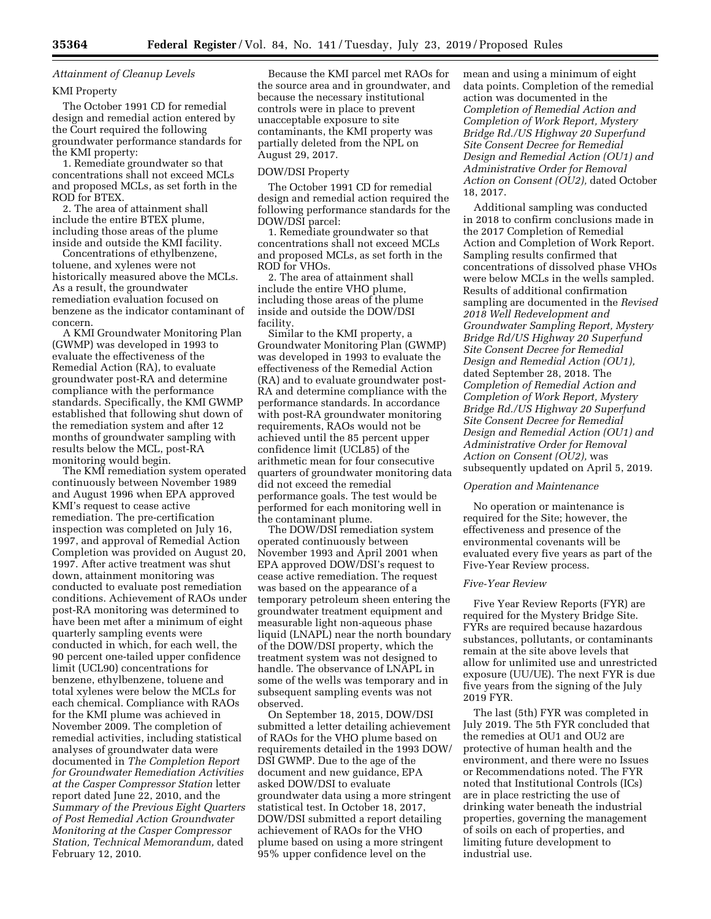### *Attainment of Cleanup Levels*

#### KMI Property

The October 1991 CD for remedial design and remedial action entered by the Court required the following groundwater performance standards for the KMI property:

1. Remediate groundwater so that concentrations shall not exceed MCLs and proposed MCLs, as set forth in the ROD for BTEX.
2. The area of attainment shall include the entire BTEX plume, including those areas of the plume inside and outside the KMI facility.

Concentrations of ethylbenzene, toluene, and xylenes were not historically measured above the MCLs. As a result, the groundwater remediation evaluation focused on benzene as the indicator contaminant of concern.

A KMI Groundwater Monitoring Plan (GWMP) was developed in 1993 to evaluate the effectiveness of the Remedial Action (RA), to evaluate groundwater post-RA and determine compliance with the performance standards. Specifically, the KMI GWMP established that following shut down of the remediation system and after 12 months of groundwater sampling with results below the MCL, post-RA monitoring would begin.

The KMI remediation system operated continuously between November 1989 and August 1996 when EPA approved KMI's request to cease active remediation. The pre-certification inspection was completed on July 16, 1997, and approval of Remedial Action Completion was provided on August 20, 1997. After active treatment was shut down, attainment monitoring was conducted to evaluate post remediation conditions. Achievement of RAOs under post-RA monitoring was determined to have been met after a minimum of eight quarterly sampling events were conducted in which, for each well, the 90 percent one-tailed upper confidence limit (UCL90) concentrations for benzene, ethylbenzene, toluene and total xylenes were below the MCLs for each chemical. Compliance with RAOs for the KMI plume was achieved in November 2009. The completion of remedial activities, including statistical analyses of groundwater data were documented in *The Completion Report for Groundwater Remediation Activities at the Casper Compressor Station* letter report dated June 22, 2010, and the *Summary of the Previous Eight Quarters of Post Remedial Action Groundwater Monitoring at the Casper Compressor Station, Technical Memorandum,* dated February 12, 2010.

Because the KMI parcel met RAOs for the source area and in groundwater, and because the necessary institutional controls were in place to prevent unacceptable exposure to site contaminants, the KMI property was partially deleted from the NPL on August 29, 2017.

#### DOW/DSI Property

The October 1991 CD for remedial design and remedial action required the following performance standards for the DOW/DSI parcel:

1. Remediate groundwater so that concentrations shall not exceed MCLs and proposed MCLs, as set forth in the ROD for VHOs.
2. The area of attainment shall include the entire VHO plume, including those areas of the plume inside and outside the DOW/DSI facility.

Similar to the KMI property, a Groundwater Monitoring Plan (GWMP) was developed in 1993 to evaluate the effectiveness of the Remedial Action (RA) and to evaluate groundwater post-RA and determine compliance with the performance standards. In accordance with post-RA groundwater monitoring requirements, RAOs would not be achieved until the 85 percent upper confidence limit (UCL85) of the arithmetic mean for four consecutive quarters of groundwater monitoring data did not exceed the remedial performance goals. The test would be performed for each monitoring well in the contaminant plume.

The DOW/DSI remediation system operated continuously between November 1993 and April 2001 when EPA approved DOW/DSI's request to cease active remediation. The request was based on the appearance of a temporary petroleum sheen entering the groundwater treatment equipment and measurable light non-aqueous phase liquid (LNAPL) near the north boundary of the DOW/DSI property, which the treatment system was not designed to handle. The observance of LNAPL in some of the wells was temporary and in subsequent sampling events was not observed.

On September 18, 2015, DOW/DSI submitted a letter detailing achievement of RAOs for the VHO plume based on requirements detailed in the 1993 DOW/DSI GWMP. Due to the age of the document and new guidance, EPA asked DOW/DSI to evaluate groundwater data using a more stringent statistical test. In October 18, 2017, DOW/DSI submitted a report detailing achievement of RAOs for the VHO plume based on using a more stringent 95% upper confidence level on the mean and using a minimum of eight data points. Completion of the remedial action was documented in the *Completion of Remedial Action and Completion of Work Report, Mystery Bridge Rd./US Highway 20 Superfund Site Consent Decree for Remedial Design and Remedial Action (OU1) and Administrative Order for Removal Action on Consent (OU2),* dated October 18, 2017.

Additional sampling was conducted in 2018 to confirm conclusions made in the 2017 Completion of Remedial Action and Completion of Work Report. Sampling results confirmed that concentrations of dissolved phase VHOs were below MCLs in the wells sampled. Results of additional confirmation sampling are documented in the *Revised 2018 Well Redevelopment and Groundwater Sampling Report, Mystery Bridge Rd/US Highway 20 Superfund Site Consent Decree for Remedial Design and Remedial Action (OU1),* dated September 28, 2018. The *Completion of Remedial Action and Completion of Work Report, Mystery Bridge Rd./US Highway 20 Superfund Site Consent Decree for Remedial Design and Remedial Action (OU1) and Administrative Order for Removal Action on Consent (OU2),* was subsequently updated on April 5, 2019.

### *Operation and Maintenance*

No operation or maintenance is required for the Site; however, the effectiveness and presence of the environmental covenants will be evaluated every five years as part of the Five-Year Review process.

### *Five-Year Review*

Five Year Review Reports (FYR) are required for the Mystery Bridge Site. FYRs are required because hazardous substances, pollutants, or contaminants remain at the site above levels that allow for unlimited use and unrestricted exposure (UU/UE). The next FYR is due five years from the signing of the July 2019 FYR.

The last (5th) FYR was completed in July 2019. The 5th FYR concluded that the remedies at OU1 and OU2 are protective of human health and the environment, and there were no Issues or Recommendations noted. The FYR noted that Institutional Controls (ICs) are in place restricting the use of drinking water beneath the industrial properties, governing the management of soils on each of properties, and limiting future development to industrial use.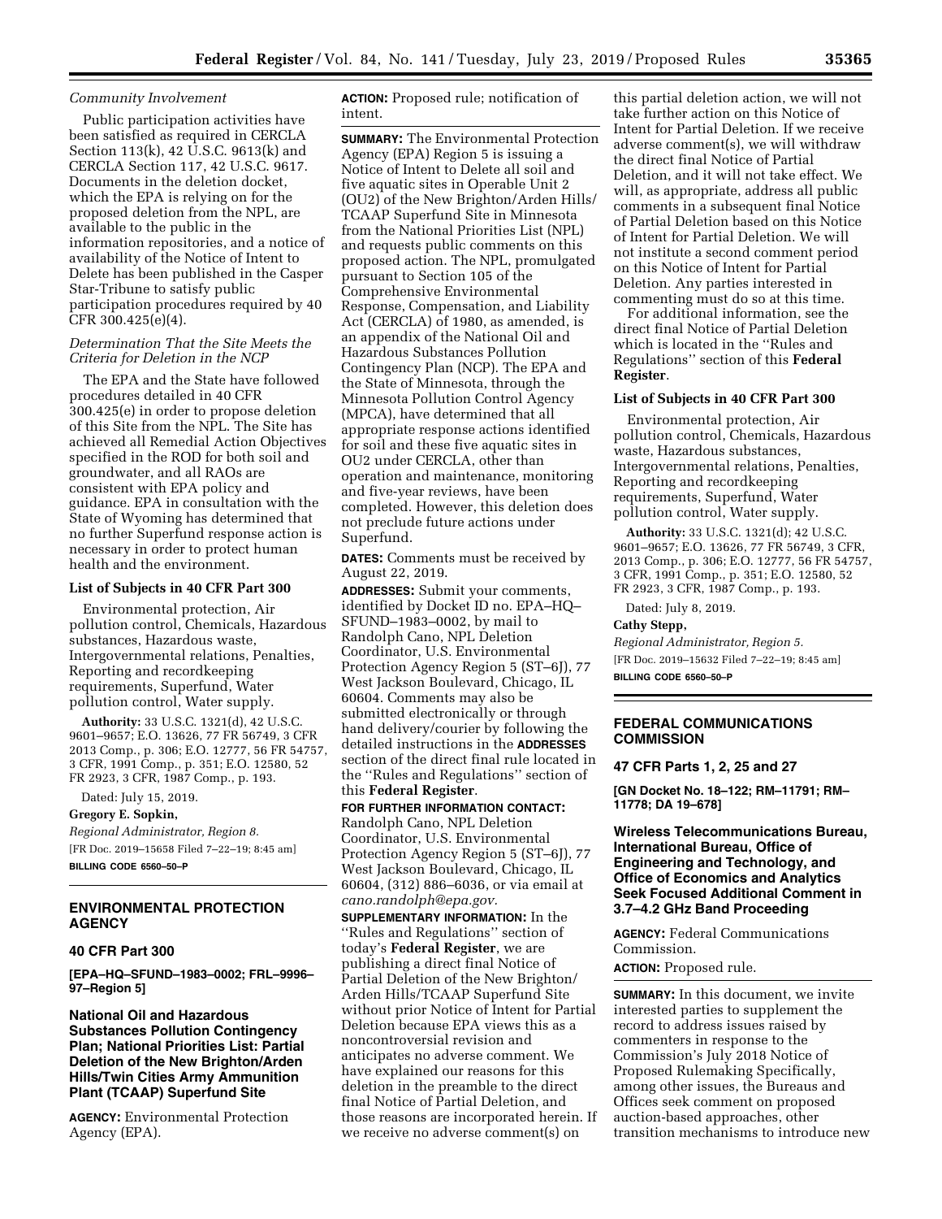*Community Involvement*

Public participation activities have been satisfied as required in CERCLA Section 113(k), 42 U.S.C. 9613(k) and CERCLA Section 117, 42 U.S.C. 9617. Documents in the deletion docket, which the EPA is relying on for the proposed deletion from the NPL, are available to the public in the information repositories, and a notice of availability of the Notice of Intent to Delete has been published in the Casper Star-Tribune to satisfy public participation procedures required by 40 CFR 300.425(e)(4).

*Determination That the Site Meets the Criteria for Deletion in the NCP*

The EPA and the State have followed procedures detailed in 40 CFR 300.425(e) in order to propose deletion of this Site from the NPL. The Site has achieved all Remedial Action Objectives specified in the ROD for both soil and groundwater, and all RAOs are consistent with EPA policy and guidance. EPA in consultation with the State of Wyoming has determined that no further Superfund response action is necessary in order to protect human health and the environment.

**List of Subjects in 40 CFR Part 300**

Environmental protection, Air pollution control, Chemicals, Hazardous substances, Hazardous waste, Intergovernmental relations, Penalties, Reporting and recordkeeping requirements, Superfund, Water pollution control, Water supply.

**Authority:** 33 U.S.C. 1321(d), 42 U.S.C. 9601–9657; E.O. 13626, 77 FR 56749, 3 CFR 2013 Comp., p. 306; E.O. 12777, 56 FR 54757, 3 CFR, 1991 Comp., p. 351; E.O. 12580, 52 FR 2923, 3 CFR, 1987 Comp., p. 193.

Dated: July 15, 2019.

**Gregory E. Sopkin,**

*Regional Administrator, Region 8.*

[FR Doc. 2019–15658 Filed 7–22–19; 8:45 am]

**BILLING CODE 6560–50–P**

## ENVIRONMENTAL PROTECTION AGENCY

### 40 CFR Part 300

**[EPA–HQ–SFUND–1983–0002; FRL–9996–97–Region 5]**

### National Oil and Hazardous Substances Pollution Contingency Plan; National Priorities List: Partial Deletion of the New Brighton/Arden Hills/Twin Cities Army Ammunition Plant (TCAAP) Superfund Site

**AGENCY:** Environmental Protection Agency (EPA).

**ACTION:** Proposed rule; notification of intent.

**SUMMARY:** The Environmental Protection Agency (EPA) Region 5 is issuing a Notice of Intent to Delete all soil and five aquatic sites in Operable Unit 2 (OU2) of the New Brighton/Arden Hills/TCAAP Superfund Site in Minnesota from the National Priorities List (NPL) and requests public comments on this proposed action. The NPL, promulgated pursuant to Section 105 of the Comprehensive Environmental Response, Compensation, and Liability Act (CERCLA) of 1980, as amended, is an appendix of the National Oil and Hazardous Substances Pollution Contingency Plan (NCP). The EPA and the State of Minnesota, through the Minnesota Pollution Control Agency (MPCA), have determined that all appropriate response actions identified for soil and these five aquatic sites in OU2 under CERCLA, other than operation and maintenance, monitoring and five-year reviews, have been completed. However, this deletion does not preclude future actions under Superfund.

**DATES:** Comments must be received by August 22, 2019.

**ADDRESSES:** Submit your comments, identified by Docket ID no. EPA–HQ–SFUND–1983–0002, by mail to Randolph Cano, NPL Deletion Coordinator, U.S. Environmental Protection Agency Region 5 (ST–6J), 77 West Jackson Boulevard, Chicago, IL 60604. Comments may also be submitted electronically or through hand delivery/courier by following the detailed instructions in the **ADDRESSES** section of the direct final rule located in the ''Rules and Regulations'' section of this **Federal Register**.

**FOR FURTHER INFORMATION CONTACT:** Randolph Cano, NPL Deletion Coordinator, U.S. Environmental Protection Agency Region 5 (ST–6J), 77 West Jackson Boulevard, Chicago, IL 60604, (312) 886–6036, or via email at *cano.randolph@epa.gov.*

**SUPPLEMENTARY INFORMATION:** In the ''Rules and Regulations'' section of today's **Federal Register**, we are publishing a direct final Notice of Partial Deletion of the New Brighton/Arden Hills/TCAAP Superfund Site without prior Notice of Intent for Partial Deletion because EPA views this as a noncontroversial revision and anticipates no adverse comment. We have explained our reasons for this deletion in the preamble to the direct final Notice of Partial Deletion, and those reasons are incorporated herein. If we receive no adverse comment(s) on this partial deletion action, we will not take further action on this Notice of Intent for Partial Deletion. If we receive adverse comment(s), we will withdraw the direct final Notice of Partial Deletion, and it will not take effect. We will, as appropriate, address all public comments in a subsequent final Notice of Partial Deletion based on this Notice of Intent for Partial Deletion. We will not institute a second comment period on this Notice of Intent for Partial Deletion. Any parties interested in commenting must do so at this time.

For additional information, see the direct final Notice of Partial Deletion which is located in the ''Rules and Regulations'' section of this **Federal Register**.

**List of Subjects in 40 CFR Part 300**

Environmental protection, Air pollution control, Chemicals, Hazardous waste, Hazardous substances, Intergovernmental relations, Penalties, Reporting and recordkeeping requirements, Superfund, Water pollution control, Water supply.

**Authority:** 33 U.S.C. 1321(d); 42 U.S.C. 9601–9657; E.O. 13626, 77 FR 56749, 3 CFR, 2013 Comp., p. 306; E.O. 12777, 56 FR 54757, 3 CFR, 1991 Comp., p. 351; E.O. 12580, 52 FR 2923, 3 CFR, 1987 Comp., p. 193.

Dated: July 8, 2019.

**Cathy Stepp,**

*Regional Administrator, Region 5.*

[FR Doc. 2019–15632 Filed 7–22–19; 8:45 am]

**BILLING CODE 6560–50–P**

## FEDERAL COMMUNICATIONS COMMISSION

### 47 CFR Parts 1, 2, 25 and 27

**[GN Docket No. 18–122; RM–11791; RM–11778; DA 19–678]**

### Wireless Telecommunications Bureau, International Bureau, Office of Engineering and Technology, and Office of Economics and Analytics Seek Focused Additional Comment in 3.7–4.2 GHz Band Proceeding

**AGENCY:** Federal Communications Commission.

**ACTION:** Proposed rule.

**SUMMARY:** In this document, we invite interested parties to supplement the record to address issues raised by commenters in response to the Commission's July 2018 Notice of Proposed Rulemaking Specifically, among other issues, the Bureaus and Offices seek comment on proposed auction-based approaches, other transition mechanisms to introduce new